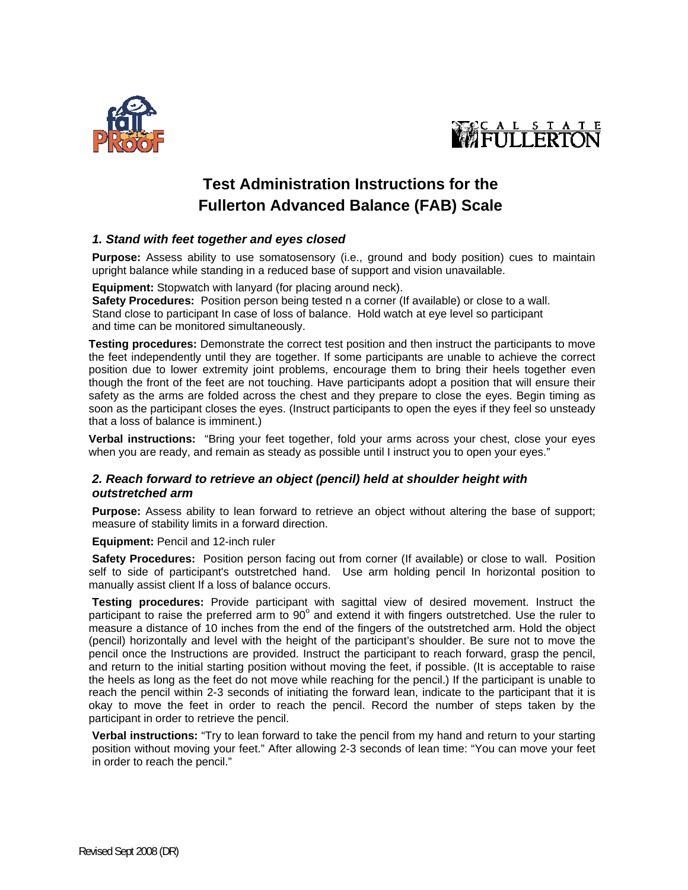# Test Administration Instructions for the Fullerton Advanced Balance (FAB) Scale

### *1. Stand with feet together and eyes closed*

**Purpose:** Assess ability to use somatosensory (i.e., ground and body position) cues to maintain upright balance while standing in a reduced base of support and vision unavailable.

**Equipment:** Stopwatch with lanyard (for placing around neck).

**Safety Procedures:** Position person being tested n a corner (If available) or close to a wall. Stand close to participant In case of loss of balance. Hold watch at eye level so participant and time can be monitored simultaneously.

**Testing procedures:** Demonstrate the correct test position and then instruct the participants to move the feet independently until they are together. If some participants are unable to achieve the correct position due to lower extremity joint problems, encourage them to bring their heels together even though the front of the feet are not touching. Have participants adopt a position that will ensure their safety as the arms are folded across the chest and they prepare to close the eyes. Begin timing as soon as the participant closes the eyes. (Instruct participants to open the eyes if they feel so unsteady that a loss of balance is imminent.)

**Verbal instructions:** "Bring your feet together, fold your arms across your chest, close your eyes when you are ready, and remain as steady as possible until I instruct you to open your eyes."

### *2. Reach forward to retrieve an object (pencil) held at shoulder height with outstretched arm*

**Purpose:** Assess ability to lean forward to retrieve an object without altering the base of support; measure of stability limits in a forward direction.

**Equipment:** Pencil and 12-inch ruler

**Safety Procedures:** Position person facing out from corner (If available) or close to wall. Position self to side of participant's outstretched hand. Use arm holding pencil In horizontal position to manually assist client If a loss of balance occurs.

**Testing procedures:** Provide participant with sagittal view of desired movement. Instruct the participant to raise the preferred arm to 90° and extend it with fingers outstretched. Use the ruler to measure a distance of 10 inches from the end of the fingers of the outstretched arm. Hold the object (pencil) horizontally and level with the height of the participant's shoulder. Be sure not to move the pencil once the Instructions are provided. Instruct the participant to reach forward, grasp the pencil, and return to the initial starting position without moving the feet, if possible. (It is acceptable to raise the heels as long as the feet do not move while reaching for the pencil.) If the participant is unable to reach the pencil within 2-3 seconds of initiating the forward lean, indicate to the participant that it is okay to move the feet in order to reach the pencil. Record the number of steps taken by the participant in order to retrieve the pencil.

**Verbal instructions:** "Try to lean forward to take the pencil from my hand and return to your starting position without moving your feet." After allowing 2-3 seconds of lean time: "You can move your feet in order to reach the pencil."

Revised Sept 2008 (DR)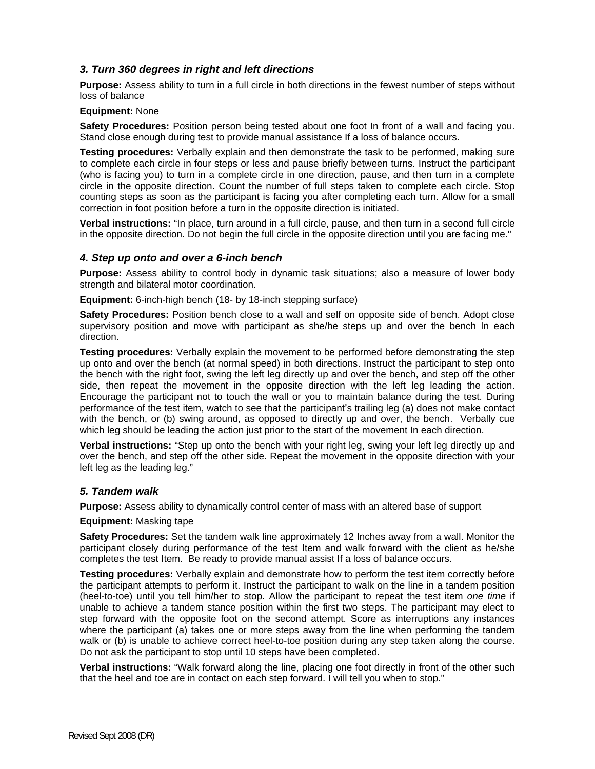### *3. Turn 360 degrees in right and left directions*

**Purpose:** Assess ability to turn in a full circle in both directions in the fewest number of steps without loss of balance

**Equipment:** None

**Safety Procedures:** Position person being tested about one foot In front of a wall and facing you. Stand close enough during test to provide manual assistance If a loss of balance occurs.

**Testing procedures:** Verbally explain and then demonstrate the task to be performed, making sure to complete each circle in four steps or less and pause briefly between turns. Instruct the participant (who is facing you) to turn in a complete circle in one direction, pause, and then turn in a complete circle in the opposite direction. Count the number of full steps taken to complete each circle. Stop counting steps as soon as the participant is facing you after completing each turn. Allow for a small correction in foot position before a turn in the opposite direction is initiated.

**Verbal instructions:** "In place, turn around in a full circle, pause, and then turn in a second full circle in the opposite direction. Do not begin the full circle in the opposite direction until you are facing me."

### *4. Step up onto and over a 6-inch bench*

**Purpose:** Assess ability to control body in dynamic task situations; also a measure of lower body strength and bilateral motor coordination.

**Equipment:** 6-inch-high bench (18- by 18-inch stepping surface)

**Safety Procedures:** Position bench close to a wall and self on opposite side of bench. Adopt close supervisory position and move with participant as she/he steps up and over the bench In each direction.

**Testing procedures:** Verbally explain the movement to be performed before demonstrating the step up onto and over the bench (at normal speed) in both directions. Instruct the participant to step onto the bench with the right foot, swing the left leg directly up and over the bench, and step off the other side, then repeat the movement in the opposite direction with the left leg leading the action. Encourage the participant not to touch the wall or you to maintain balance during the test. During performance of the test item, watch to see that the participant's trailing leg (a) does not make contact with the bench, or (b) swing around, as opposed to directly up and over, the bench. Verbally cue which leg should be leading the action just prior to the start of the movement In each direction.

**Verbal instructions:** "Step up onto the bench with your right leg, swing your left leg directly up and over the bench, and step off the other side. Repeat the movement in the opposite direction with your left leg as the leading leg."

### *5. Tandem walk*

**Purpose:** Assess ability to dynamically control center of mass with an altered base of support

**Equipment:** Masking tape

**Safety Procedures:** Set the tandem walk line approximately 12 Inches away from a wall. Monitor the participant closely during performance of the test Item and walk forward with the client as he/she completes the test Item. Be ready to provide manual assist If a loss of balance occurs.

**Testing procedures:** Verbally explain and demonstrate how to perform the test item correctly before the participant attempts to perform it. Instruct the participant to walk on the line in a tandem position (heel-to-toe) until you tell him/her to stop. Allow the participant to repeat the test item *one time* if unable to achieve a tandem stance position within the first two steps. The participant may elect to step forward with the opposite foot on the second attempt. Score as interruptions any instances where the participant (a) takes one or more steps away from the line when performing the tandem walk or (b) is unable to achieve correct heel-to-toe position during any step taken along the course. Do not ask the participant to stop until 10 steps have been completed.

**Verbal instructions:** "Walk forward along the line, placing one foot directly in front of the other such that the heel and toe are in contact on each step forward. I will tell you when to stop."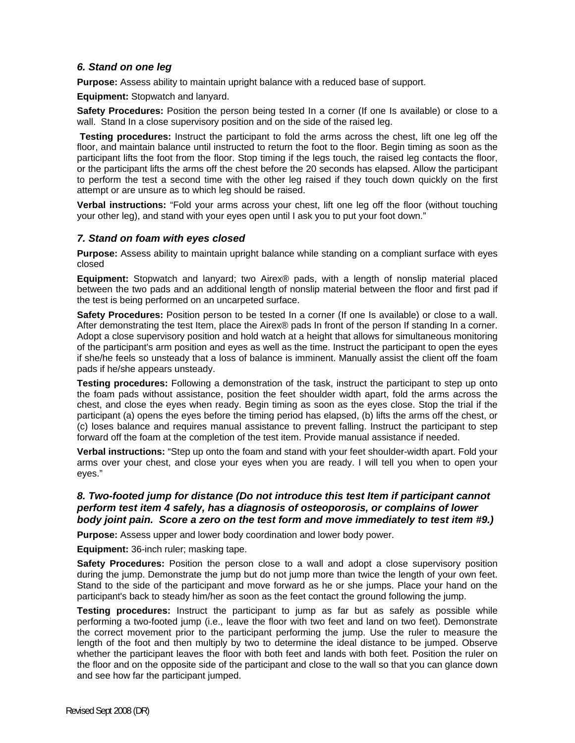### *6. Stand on one leg*

**Purpose:** Assess ability to maintain upright balance with a reduced base of support.

**Equipment:** Stopwatch and lanyard.

**Safety Procedures:** Position the person being tested In a corner (If one Is available) or close to a wall. Stand In a close supervisory position and on the side of the raised leg.

**Testing procedures:** Instruct the participant to fold the arms across the chest, lift one leg off the floor, and maintain balance until instructed to return the foot to the floor. Begin timing as soon as the participant lifts the foot from the floor. Stop timing if the legs touch, the raised leg contacts the floor, or the participant lifts the arms off the chest before the 20 seconds has elapsed. Allow the participant to perform the test a second time with the other leg raised if they touch down quickly on the first attempt or are unsure as to which leg should be raised.

**Verbal instructions:** "Fold your arms across your chest, lift one leg off the floor (without touching your other leg), and stand with your eyes open until I ask you to put your foot down."

### *7. Stand on foam with eyes closed*

**Purpose:** Assess ability to maintain upright balance while standing on a compliant surface with eyes closed

**Equipment:** Stopwatch and lanyard; two Airex® pads, with a length of nonslip material placed between the two pads and an additional length of nonslip material between the floor and first pad if the test is being performed on an uncarpeted surface.

**Safety Procedures:** Position person to be tested In a corner (If one Is available) or close to a wall. After demonstrating the test Item, place the Airex® pads In front of the person If standing In a corner. Adopt a close supervisory position and hold watch at a height that allows for simultaneous monitoring of the participant's arm position and eyes as well as the time. Instruct the participant to open the eyes if she/he feels so unsteady that a loss of balance is imminent. Manually assist the client off the foam pads if he/she appears unsteady.

**Testing procedures:** Following a demonstration of the task, instruct the participant to step up onto the foam pads without assistance, position the feet shoulder width apart, fold the arms across the chest, and close the eyes when ready. Begin timing as soon as the eyes close. Stop the trial if the participant (a) opens the eyes before the timing period has elapsed, (b) lifts the arms off the chest, or (c) loses balance and requires manual assistance to prevent falling. Instruct the participant to step forward off the foam at the completion of the test item. Provide manual assistance if needed.

**Verbal instructions:** "Step up onto the foam and stand with your feet shoulder-width apart. Fold your arms over your chest, and close your eyes when you are ready. I will tell you when to open your eyes."

### *8. Two-footed jump for distance (Do not introduce this test Item if participant cannot perform test item 4 safely, has a diagnosis of osteoporosis, or complains of lower body joint pain. Score a zero on the test form and move immediately to test item #9.)*

**Purpose:** Assess upper and lower body coordination and lower body power.

**Equipment:** 36-inch ruler; masking tape.

**Safety Procedures:** Position the person close to a wall and adopt a close supervisory position during the jump. Demonstrate the jump but do not jump more than twice the length of your own feet. Stand to the side of the participant and move forward as he or she jumps. Place your hand on the participant's back to steady him/her as soon as the feet contact the ground following the jump.

**Testing procedures:** Instruct the participant to jump as far but as safely as possible while performing a two-footed jump (i.e., leave the floor with two feet and land on two feet). Demonstrate the correct movement prior to the participant performing the jump. Use the ruler to measure the length of the foot and then multiply by two to determine the ideal distance to be jumped. Observe whether the participant leaves the floor with both feet and lands with both feet. Position the ruler on the floor and on the opposite side of the participant and close to the wall so that you can glance down and see how far the participant jumped.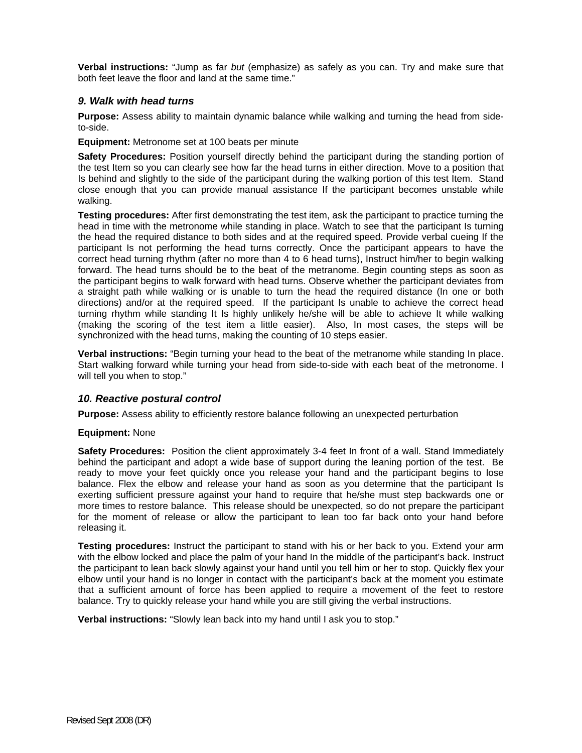**Verbal instructions:** "Jump as far *but* (emphasize) as safely as you can. Try and make sure that both feet leave the floor and land at the same time."

### *9. Walk with head turns*

**Purpose:** Assess ability to maintain dynamic balance while walking and turning the head from side-to-side.

**Equipment:** Metronome set at 100 beats per minute

**Safety Procedures:** Position yourself directly behind the participant during the standing portion of the test Item so you can clearly see how far the head turns in either direction. Move to a position that Is behind and slightly to the side of the participant during the walking portion of this test Item. Stand close enough that you can provide manual assistance If the participant becomes unstable while walking.

**Testing procedures:** After first demonstrating the test item, ask the participant to practice turning the head in time with the metronome while standing in place. Watch to see that the participant Is turning the head the required distance to both sides and at the required speed. Provide verbal cueing If the participant Is not performing the head turns correctly. Once the participant appears to have the correct head turning rhythm (after no more than 4 to 6 head turns), Instruct him/her to begin walking forward. The head turns should be to the beat of the metranome. Begin counting steps as soon as the participant begins to walk forward with head turns. Observe whether the participant deviates from a straight path while walking or is unable to turn the head the required distance (In one or both directions) and/or at the required speed. If the participant Is unable to achieve the correct head turning rhythm while standing It Is highly unlikely he/she will be able to achieve It while walking (making the scoring of the test item a little easier). Also, In most cases, the steps will be synchronized with the head turns, making the counting of 10 steps easier.

**Verbal instructions:** "Begin turning your head to the beat of the metranome while standing In place. Start walking forward while turning your head from side-to-side with each beat of the metronome. I will tell you when to stop."

### *10. Reactive postural control*

**Purpose:** Assess ability to efficiently restore balance following an unexpected perturbation

**Equipment:** None

**Safety Procedures:** Position the client approximately 3-4 feet In front of a wall. Stand Immediately behind the participant and adopt a wide base of support during the leaning portion of the test. Be ready to move your feet quickly once you release your hand and the participant begins to lose balance. Flex the elbow and release your hand as soon as you determine that the participant Is exerting sufficient pressure against your hand to require that he/she must step backwards one or more times to restore balance. This release should be unexpected, so do not prepare the participant for the moment of release or allow the participant to lean too far back onto your hand before releasing it.

**Testing procedures:** Instruct the participant to stand with his or her back to you. Extend your arm with the elbow locked and place the palm of your hand In the middle of the participant's back. Instruct the participant to lean back slowly against your hand until you tell him or her to stop. Quickly flex your elbow until your hand is no longer in contact with the participant's back at the moment you estimate that a sufficient amount of force has been applied to require a movement of the feet to restore balance. Try to quickly release your hand while you are still giving the verbal instructions.

**Verbal instructions:** "Slowly lean back into my hand until I ask you to stop."

Revised Sept 2008 (DR)